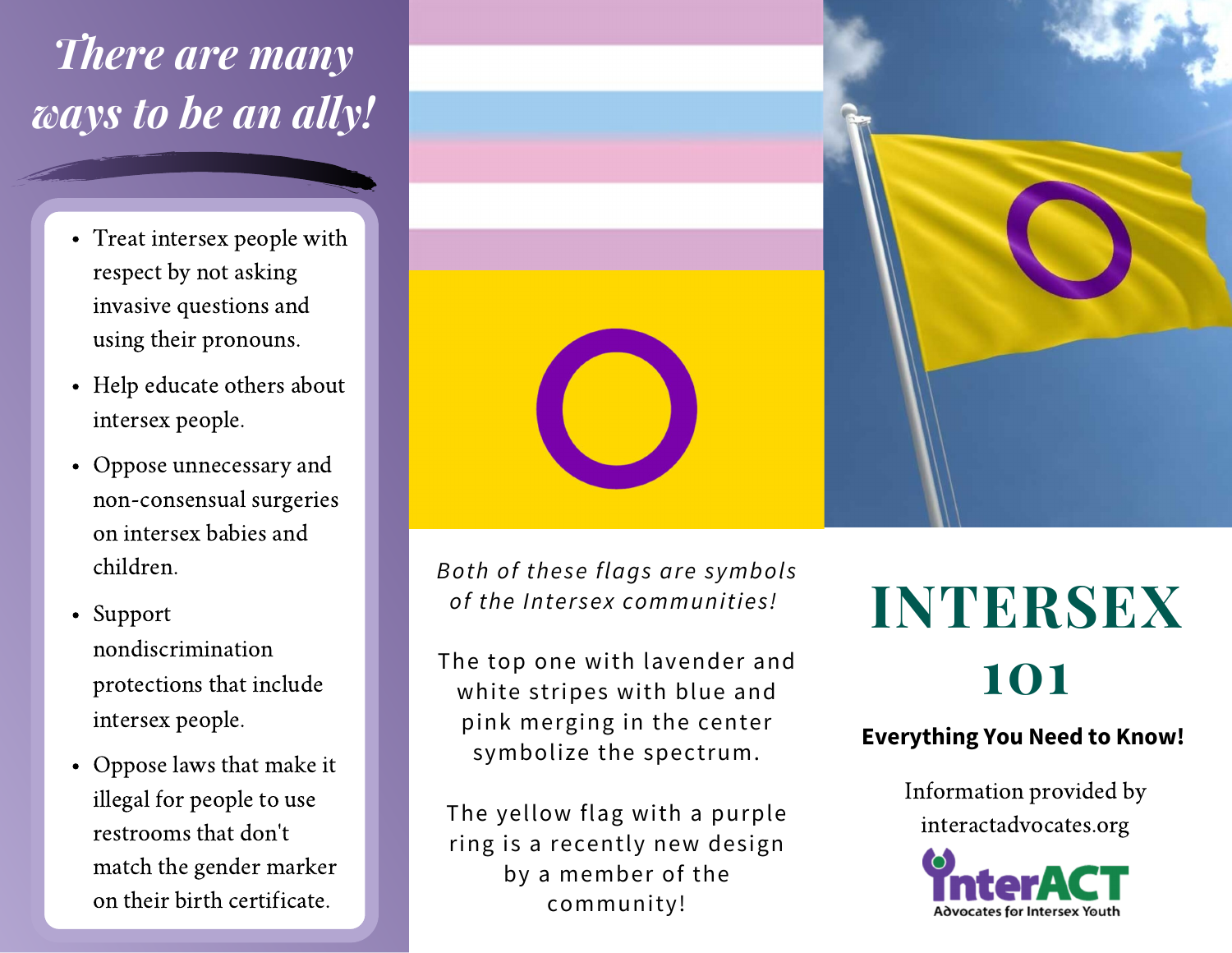# There are many ways to be an ally!

- Treat intersex people with respect by not asking invasive questions and using their pronouns.
- Help educate others about intersex people.
- Oppose unnecessary and non-consensual surgeries on intersex babies and children.
- Support nondiscrimination protections that include intersex people.
- Oppose laws that make it illegal for people to use restrooms that don't match the gender marker on their birth certificate.

*Both of these flags are symbols of the Intersex communities!*

The top one with lavender and white stripes with blue and pink merging in the center symbolize the spectrum.

The yellow flag with a purple ring is a recently new design by a member of the community!

# INTERSEX 101

**Everything You Need to Know!**

Information provided by interactadvocates.org

InterACT
Advocates for Intersex Youth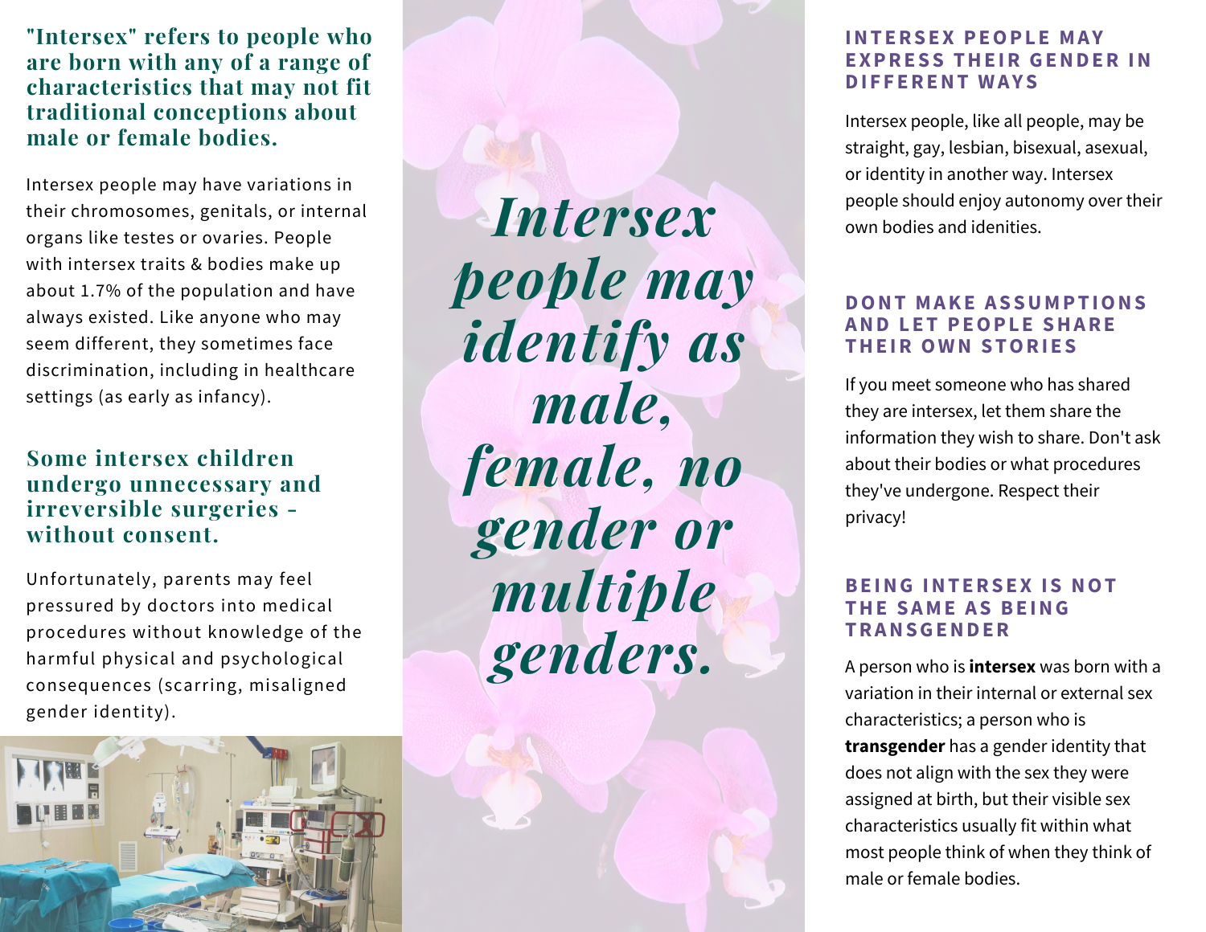## "Intersex" refers to people who are born with any of a range of characteristics that may not fit traditional conceptions about male or female bodies.

Intersex people may have variations in their chromosomes, genitals, or internal organs like testes or ovaries. People with intersex traits & bodies make up about 1.7% of the population and have always existed. Like anyone who may seem different, they sometimes face discrimination, including in healthcare settings (as early as infancy).

## Some intersex children undergo unnecessary and irreversible surgeries - without consent.

Unfortunately, parents may feel pressured by doctors into medical procedures without knowledge of the harmful physical and psychological consequences (scarring, misaligned gender identity).

# *Intersex people may identify as male, female, no gender or multiple genders.*

### INTERSEX PEOPLE MAY EXPRESS THEIR GENDER IN DIFFERENT WAYS

Intersex people, like all people, may be straight, gay, lesbian, bisexual, asexual, or identity in another way. Intersex people should enjoy autonomy over their own bodies and idenities.

### DONT MAKE ASSUMPTIONS AND LET PEOPLE SHARE THEIR OWN STORIES

If you meet someone who has shared they are intersex, let them share the information they wish to share. Don't ask about their bodies or what procedures they've undergone. Respect their privacy!

### BEING INTERSEX IS NOT THE SAME AS BEING TRANSGENDER

A person who is **intersex** was born with a variation in their internal or external sex characteristics; a person who is **transgender** has a gender identity that does not align with the sex they were assigned at birth, but their visible sex characteristics usually fit within what most people think of when they think of male or female bodies.